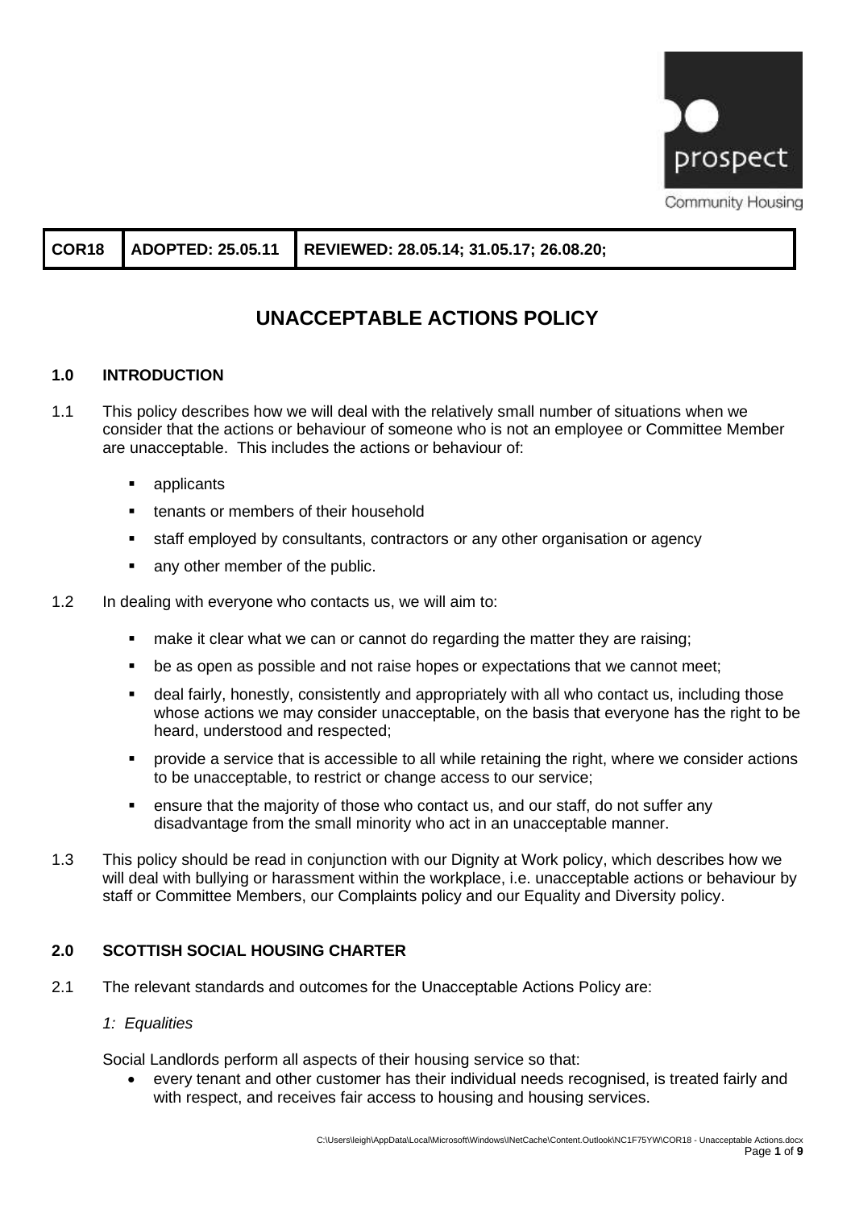| COR18 | ADOPTED: 25.05.11 | REVIEWED: 28.05.14; 31.05.17; 26.08.20; |
|---|---|---|

# UNACCEPTABLE ACTIONS POLICY

## 1.0 INTRODUCTION

1.1 This policy describes how we will deal with the relatively small number of situations when we consider that the actions or behaviour of someone who is not an employee or Committee Member are unacceptable. This includes the actions or behaviour of:

- applicants
- tenants or members of their household
- staff employed by consultants, contractors or any other organisation or agency
- any other member of the public.

1.2 In dealing with everyone who contacts us, we will aim to:

- make it clear what we can or cannot do regarding the matter they are raising;
- be as open as possible and not raise hopes or expectations that we cannot meet;
- deal fairly, honestly, consistently and appropriately with all who contact us, including those whose actions we may consider unacceptable, on the basis that everyone has the right to be heard, understood and respected;
- provide a service that is accessible to all while retaining the right, where we consider actions to be unacceptable, to restrict or change access to our service;
- ensure that the majority of those who contact us, and our staff, do not suffer any disadvantage from the small minority who act in an unacceptable manner.

1.3 This policy should be read in conjunction with our Dignity at Work policy, which describes how we will deal with bullying or harassment within the workplace, i.e. unacceptable actions or behaviour by staff or Committee Members, our Complaints policy and our Equality and Diversity policy.

## 2.0 SCOTTISH SOCIAL HOUSING CHARTER

2.1 The relevant standards and outcomes for the Unacceptable Actions Policy are:

*1: Equalities*

Social Landlords perform all aspects of their housing service so that:

- every tenant and other customer has their individual needs recognised, is treated fairly and with respect, and receives fair access to housing and housing services.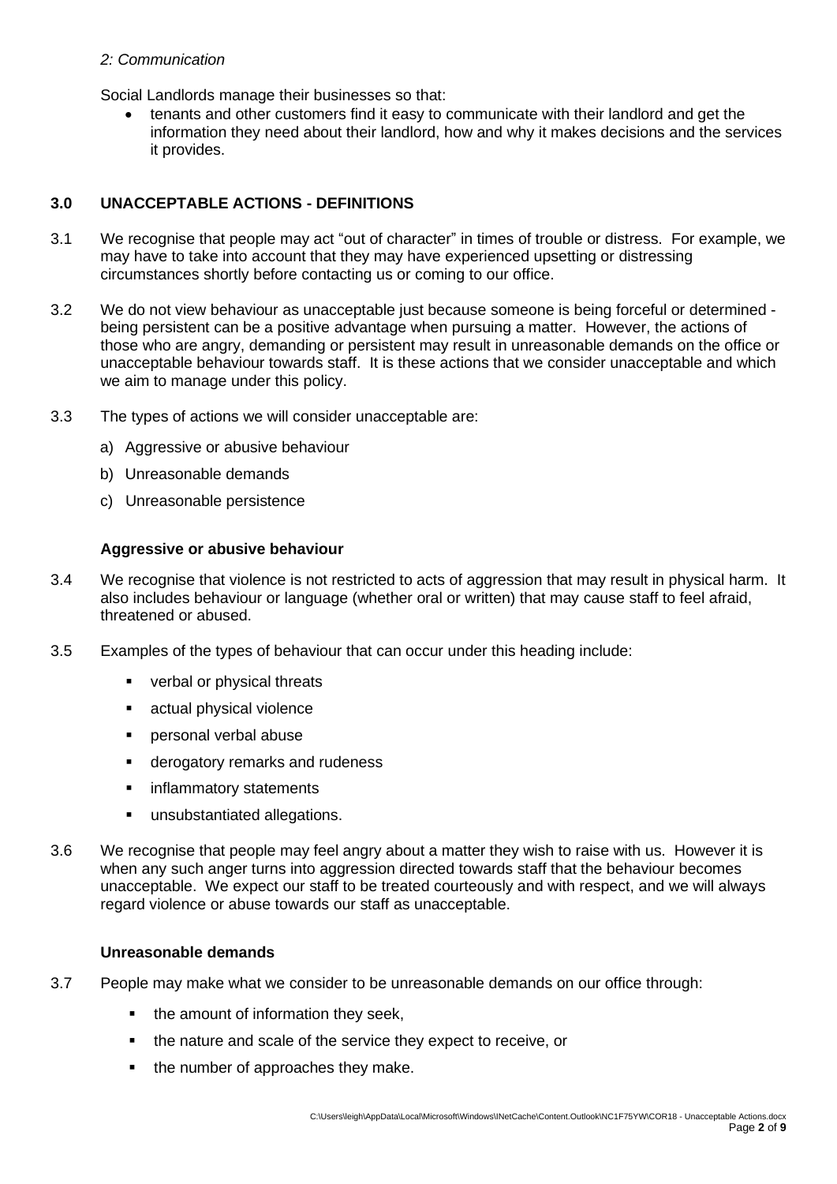*2: Communication*

Social Landlords manage their businesses so that:

- tenants and other customers find it easy to communicate with their landlord and get the information they need about their landlord, how and why it makes decisions and the services it provides.

## 3.0 UNACCEPTABLE ACTIONS - DEFINITIONS

3.1 We recognise that people may act "out of character" in times of trouble or distress. For example, we may have to take into account that they may have experienced upsetting or distressing circumstances shortly before contacting us or coming to our office.

3.2 We do not view behaviour as unacceptable just because someone is being forceful or determined - being persistent can be a positive advantage when pursuing a matter. However, the actions of those who are angry, demanding or persistent may result in unreasonable demands on the office or unacceptable behaviour towards staff. It is these actions that we consider unacceptable and which we aim to manage under this policy.

3.3 The types of actions we will consider unacceptable are:

a) Aggressive or abusive behaviour

b) Unreasonable demands

c) Unreasonable persistence

### Aggressive or abusive behaviour

3.4 We recognise that violence is not restricted to acts of aggression that may result in physical harm. It also includes behaviour or language (whether oral or written) that may cause staff to feel afraid, threatened or abused.

3.5 Examples of the types of behaviour that can occur under this heading include:

- verbal or physical threats
- actual physical violence
- personal verbal abuse
- derogatory remarks and rudeness
- inflammatory statements
- unsubstantiated allegations.

3.6 We recognise that people may feel angry about a matter they wish to raise with us. However it is when any such anger turns into aggression directed towards staff that the behaviour becomes unacceptable. We expect our staff to be treated courteously and with respect, and we will always regard violence or abuse towards our staff as unacceptable.

### Unreasonable demands

3.7 People may make what we consider to be unreasonable demands on our office through:

- the amount of information they seek,
- the nature and scale of the service they expect to receive, or
- the number of approaches they make.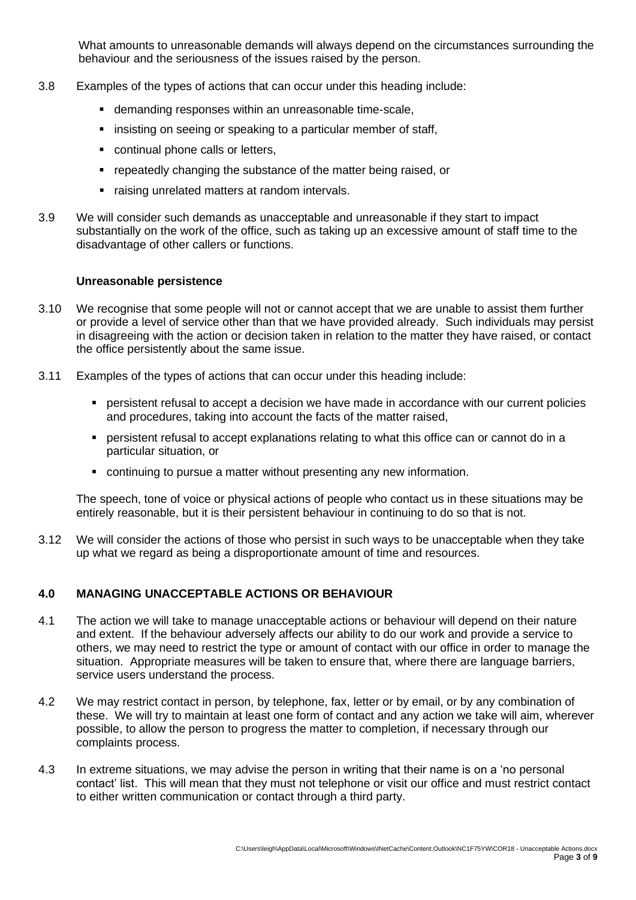What amounts to unreasonable demands will always depend on the circumstances surrounding the behaviour and the seriousness of the issues raised by the person.

3.8 Examples of the types of actions that can occur under this heading include:

- demanding responses within an unreasonable time-scale,
- insisting on seeing or speaking to a particular member of staff,
- continual phone calls or letters,
- repeatedly changing the substance of the matter being raised, or
- raising unrelated matters at random intervals.

3.9 We will consider such demands as unacceptable and unreasonable if they start to impact substantially on the work of the office, such as taking up an excessive amount of staff time to the disadvantage of other callers or functions.

**Unreasonable persistence**

3.10 We recognise that some people will not or cannot accept that we are unable to assist them further or provide a level of service other than that we have provided already. Such individuals may persist in disagreeing with the action or decision taken in relation to the matter they have raised, or contact the office persistently about the same issue.

3.11 Examples of the types of actions that can occur under this heading include:

- persistent refusal to accept a decision we have made in accordance with our current policies and procedures, taking into account the facts of the matter raised,
- persistent refusal to accept explanations relating to what this office can or cannot do in a particular situation, or
- continuing to pursue a matter without presenting any new information.

The speech, tone of voice or physical actions of people who contact us in these situations may be entirely reasonable, but it is their persistent behaviour in continuing to do so that is not.

3.12 We will consider the actions of those who persist in such ways to be unacceptable when they take up what we regard as being a disproportionate amount of time and resources.

## 4.0 MANAGING UNACCEPTABLE ACTIONS OR BEHAVIOUR

4.1 The action we will take to manage unacceptable actions or behaviour will depend on their nature and extent. If the behaviour adversely affects our ability to do our work and provide a service to others, we may need to restrict the type or amount of contact with our office in order to manage the situation. Appropriate measures will be taken to ensure that, where there are language barriers, service users understand the process.

4.2 We may restrict contact in person, by telephone, fax, letter or by email, or by any combination of these. We will try to maintain at least one form of contact and any action we take will aim, wherever possible, to allow the person to progress the matter to completion, if necessary through our complaints process.

4.3 In extreme situations, we may advise the person in writing that their name is on a 'no personal contact' list. This will mean that they must not telephone or visit our office and must restrict contact to either written communication or contact through a third party.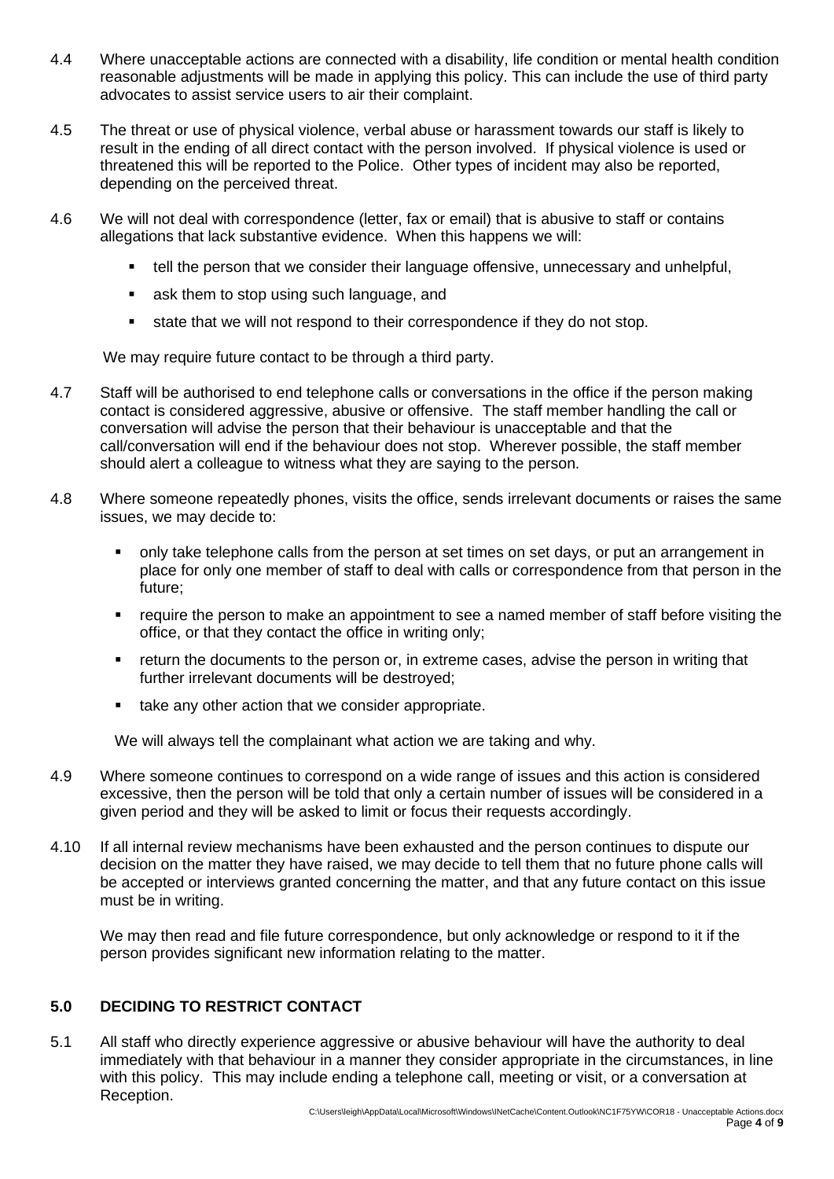4.4 Where unacceptable actions are connected with a disability, life condition or mental health condition reasonable adjustments will be made in applying this policy. This can include the use of third party advocates to assist service users to air their complaint.

4.5 The threat or use of physical violence, verbal abuse or harassment towards our staff is likely to result in the ending of all direct contact with the person involved. If physical violence is used or threatened this will be reported to the Police. Other types of incident may also be reported, depending on the perceived threat.

4.6 We will not deal with correspondence (letter, fax or email) that is abusive to staff or contains allegations that lack substantive evidence. When this happens we will:

- tell the person that we consider their language offensive, unnecessary and unhelpful,
- ask them to stop using such language, and
- state that we will not respond to their correspondence if they do not stop.

We may require future contact to be through a third party.

4.7 Staff will be authorised to end telephone calls or conversations in the office if the person making contact is considered aggressive, abusive or offensive. The staff member handling the call or conversation will advise the person that their behaviour is unacceptable and that the call/conversation will end if the behaviour does not stop. Wherever possible, the staff member should alert a colleague to witness what they are saying to the person.

4.8 Where someone repeatedly phones, visits the office, sends irrelevant documents or raises the same issues, we may decide to:

- only take telephone calls from the person at set times on set days, or put an arrangement in place for only one member of staff to deal with calls or correspondence from that person in the future;
- require the person to make an appointment to see a named member of staff before visiting the office, or that they contact the office in writing only;
- return the documents to the person or, in extreme cases, advise the person in writing that further irrelevant documents will be destroyed;
- take any other action that we consider appropriate.

We will always tell the complainant what action we are taking and why.

4.9 Where someone continues to correspond on a wide range of issues and this action is considered excessive, then the person will be told that only a certain number of issues will be considered in a given period and they will be asked to limit or focus their requests accordingly.

4.10 If all internal review mechanisms have been exhausted and the person continues to dispute our decision on the matter they have raised, we may decide to tell them that no future phone calls will be accepted or interviews granted concerning the matter, and that any future contact on this issue must be in writing.

We may then read and file future correspondence, but only acknowledge or respond to it if the person provides significant new information relating to the matter.

## 5.0 DECIDING TO RESTRICT CONTACT

5.1 All staff who directly experience aggressive or abusive behaviour will have the authority to deal immediately with that behaviour in a manner they consider appropriate in the circumstances, in line with this policy. This may include ending a telephone call, meeting or visit, or a conversation at Reception.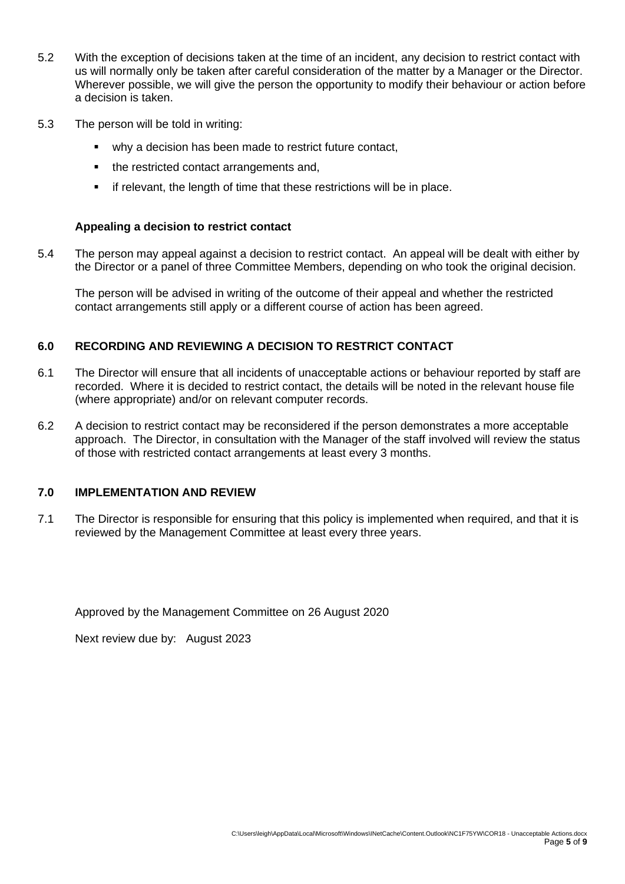5.2 With the exception of decisions taken at the time of an incident, any decision to restrict contact with us will normally only be taken after careful consideration of the matter by a Manager or the Director. Wherever possible, we will give the person the opportunity to modify their behaviour or action before a decision is taken.

5.3 The person will be told in writing:

- why a decision has been made to restrict future contact,
- the restricted contact arrangements and,
- if relevant, the length of time that these restrictions will be in place.

**Appealing a decision to restrict contact**

5.4 The person may appeal against a decision to restrict contact. An appeal will be dealt with either by the Director or a panel of three Committee Members, depending on who took the original decision.

The person will be advised in writing of the outcome of their appeal and whether the restricted contact arrangements still apply or a different course of action has been agreed.

## 6.0 RECORDING AND REVIEWING A DECISION TO RESTRICT CONTACT

6.1 The Director will ensure that all incidents of unacceptable actions or behaviour reported by staff are recorded. Where it is decided to restrict contact, the details will be noted in the relevant house file (where appropriate) and/or on relevant computer records.

6.2 A decision to restrict contact may be reconsidered if the person demonstrates a more acceptable approach. The Director, in consultation with the Manager of the staff involved will review the status of those with restricted contact arrangements at least every 3 months.

## 7.0 IMPLEMENTATION AND REVIEW

7.1 The Director is responsible for ensuring that this policy is implemented when required, and that it is reviewed by the Management Committee at least every three years.

Approved by the Management Committee on 26 August 2020

Next review due by: August 2023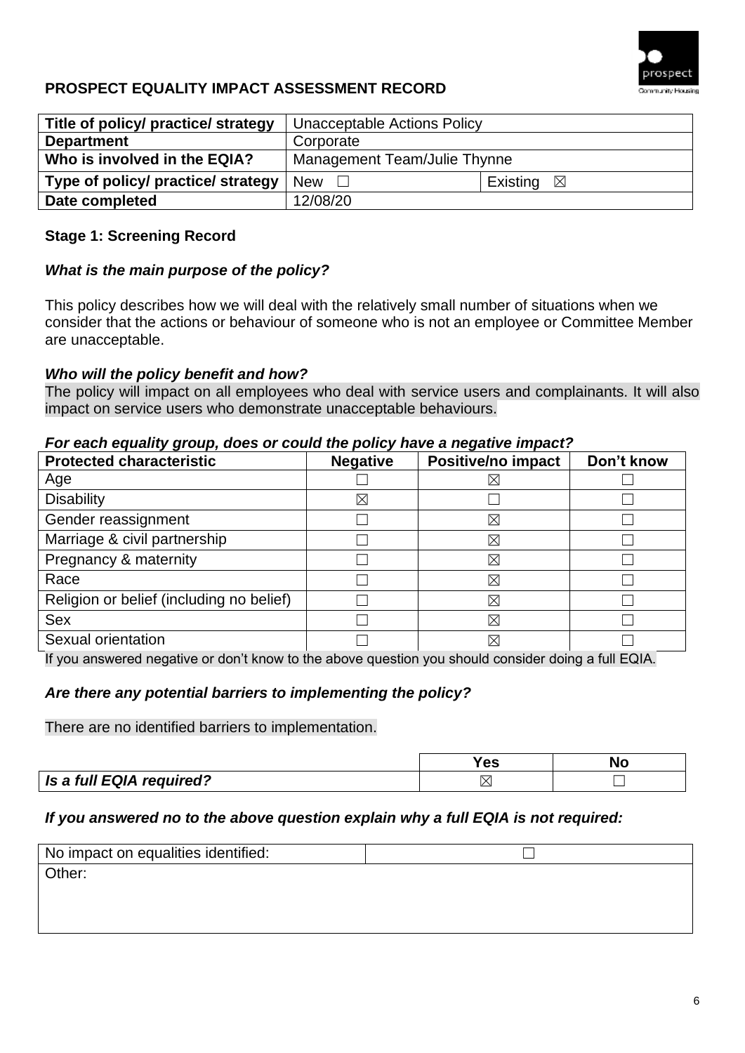## PROSPECT EQUALITY IMPACT ASSESSMENT RECORD

| Title of policy/ practice/ strategy | Unacceptable Actions Policy | |
|---|---|---|
| **Department** | Corporate | |
| **Who is involved in the EQIA?** | Management Team/Julie Thynne | |
| **Type of policy/ practice/ strategy** | New ☐ | Existing ☒ |
| **Date completed** | 12/08/20 | |

### Stage 1: Screening Record

***What is the main purpose of the policy?***

This policy describes how we will deal with the relatively small number of situations when we consider that the actions or behaviour of someone who is not an employee or Committee Member are unacceptable.

***Who will the policy benefit and how?***

The policy will impact on all employees who deal with service users and complainants. It will also impact on service users who demonstrate unacceptable behaviours.

***For each equality group, does or could the policy have a negative impact?***

| Protected characteristic | Negative | Positive/no impact | Don't know |
|---|---|---|---|
| Age | ☐ | ☒ | ☐ |
| Disability | ☒ | ☐ | ☐ |
| Gender reassignment | ☐ | ☒ | ☐ |
| Marriage & civil partnership | ☐ | ☒ | ☐ |
| Pregnancy & maternity | ☐ | ☒ | ☐ |
| Race | ☐ | ☒ | ☐ |
| Religion or belief (including no belief) | ☐ | ☒ | ☐ |
| Sex | ☐ | ☒ | ☐ |
| Sexual orientation | ☐ | ☒ | ☐ |

If you answered negative or don't know to the above question you should consider doing a full EQIA.

***Are there any potential barriers to implementing the policy?***

There are no identified barriers to implementation.

| | Yes | No |
|---|---|---|
| ***Is a full EQIA required?*** | ☒ | ☐ |

***If you answered no to the above question explain why a full EQIA is not required:***

| No impact on equalities identified: | ☐ |
|---|---|
| Other: | |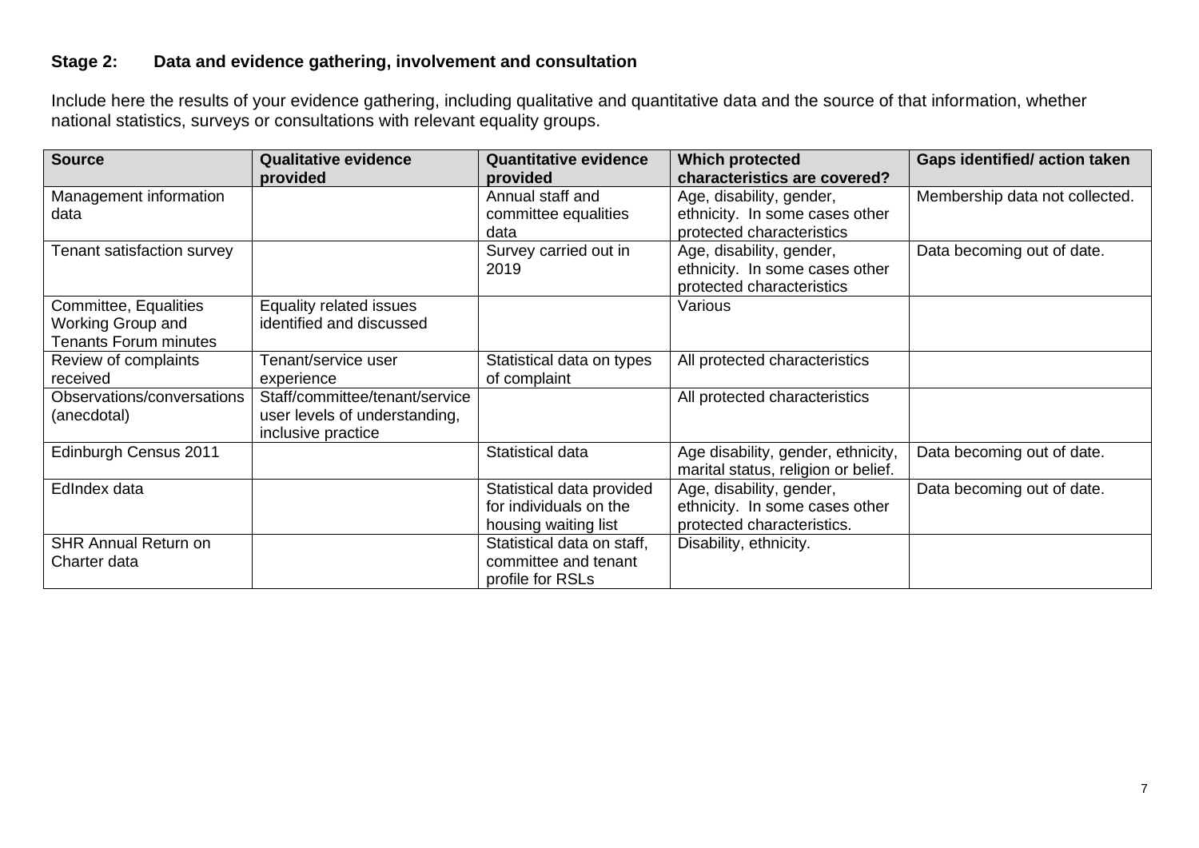### Stage 2: Data and evidence gathering, involvement and consultation

Include here the results of your evidence gathering, including qualitative and quantitative data and the source of that information, whether national statistics, surveys or consultations with relevant equality groups.

| Source | Qualitative evidence provided | Quantitative evidence provided | Which protected characteristics are covered? | Gaps identified/ action taken |
| --- | --- | --- | --- | --- |
| Management information data | | Annual staff and committee equalities data | Age, disability, gender, ethnicity. In some cases other protected characteristics | Membership data not collected. |
| Tenant satisfaction survey | | Survey carried out in 2019 | Age, disability, gender, ethnicity. In some cases other protected characteristics | Data becoming out of date. |
| Committee, Equalities Working Group and Tenants Forum minutes | Equality related issues identified and discussed | | Various | |
| Review of complaints received | Tenant/service user experience | Statistical data on types of complaint | All protected characteristics | |
| Observations/conversations (anecdotal) | Staff/committee/tenant/service user levels of understanding, inclusive practice | | All protected characteristics | |
| Edinburgh Census 2011 | | Statistical data | Age disability, gender, ethnicity, marital status, religion or belief. | Data becoming out of date. |
| EdIndex data | | Statistical data provided for individuals on the housing waiting list | Age, disability, gender, ethnicity. In some cases other protected characteristics. | Data becoming out of date. |
| SHR Annual Return on Charter data | | Statistical data on staff, committee and tenant profile for RSLs | Disability, ethnicity. | |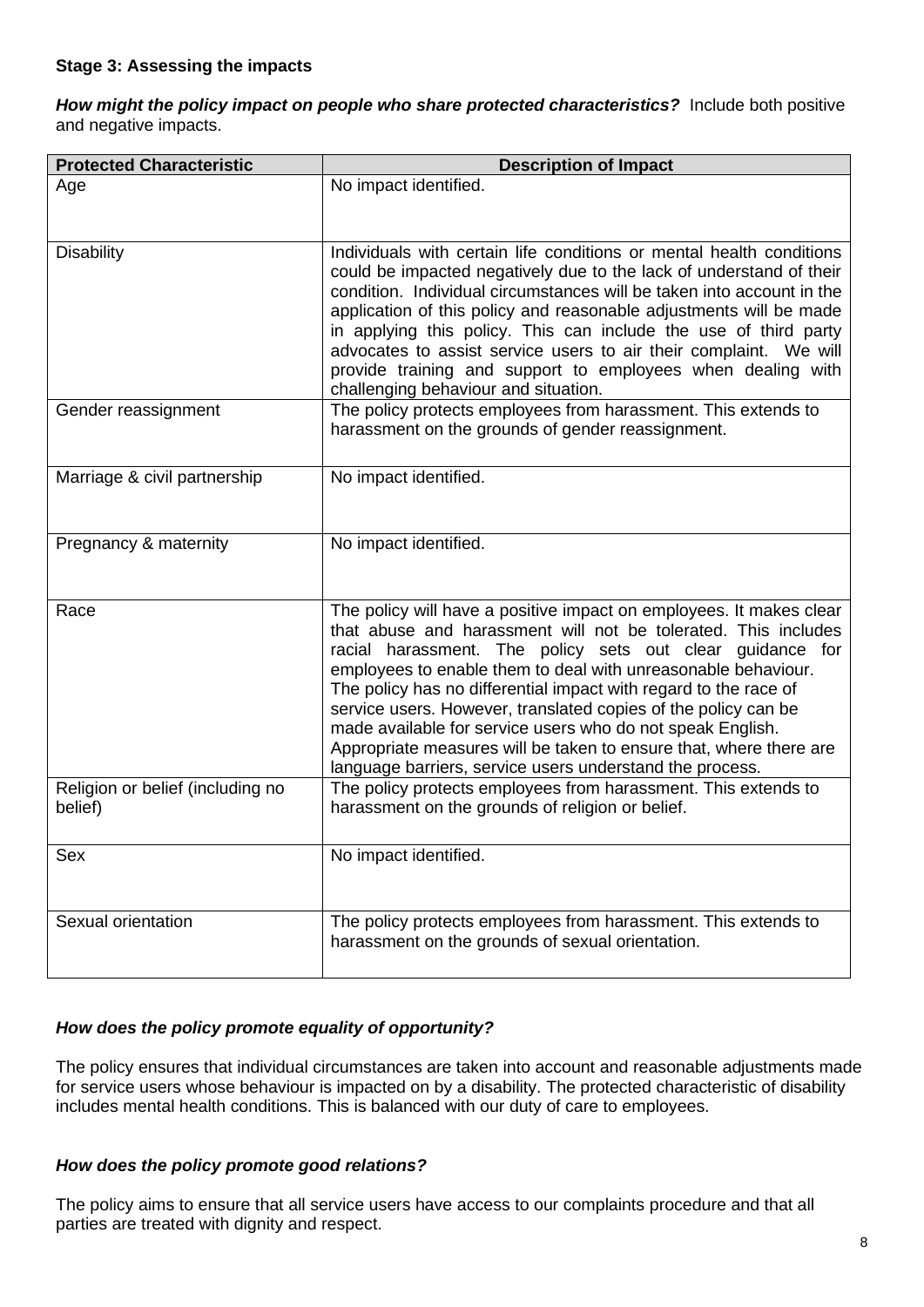**Stage 3: Assessing the impacts**

***How might the policy impact on people who share protected characteristics?*** Include both positive and negative impacts.

| Protected Characteristic | Description of Impact |
|---|---|
| Age | No impact identified. |
| Disability | Individuals with certain life conditions or mental health conditions could be impacted negatively due to the lack of understand of their condition. Individual circumstances will be taken into account in the application of this policy and reasonable adjustments will be made in applying this policy. This can include the use of third party advocates to assist service users to air their complaint. We will provide training and support to employees when dealing with challenging behaviour and situation. |
| Gender reassignment | The policy protects employees from harassment. This extends to harassment on the grounds of gender reassignment. |
| Marriage & civil partnership | No impact identified. |
| Pregnancy & maternity | No impact identified. |
| Race | The policy will have a positive impact on employees. It makes clear that abuse and harassment will not be tolerated. This includes racial harassment. The policy sets out clear guidance for employees to enable them to deal with unreasonable behaviour. The policy has no differential impact with regard to the race of service users. However, translated copies of the policy can be made available for service users who do not speak English. Appropriate measures will be taken to ensure that, where there are language barriers, service users understand the process. |
| Religion or belief (including no belief) | The policy protects employees from harassment. This extends to harassment on the grounds of religion or belief. |
| Sex | No impact identified. |
| Sexual orientation | The policy protects employees from harassment. This extends to harassment on the grounds of sexual orientation. |

***How does the policy promote equality of opportunity?***

The policy ensures that individual circumstances are taken into account and reasonable adjustments made for service users whose behaviour is impacted on by a disability. The protected characteristic of disability includes mental health conditions. This is balanced with our duty of care to employees.

***How does the policy promote good relations?***

The policy aims to ensure that all service users have access to our complaints procedure and that all parties are treated with dignity and respect.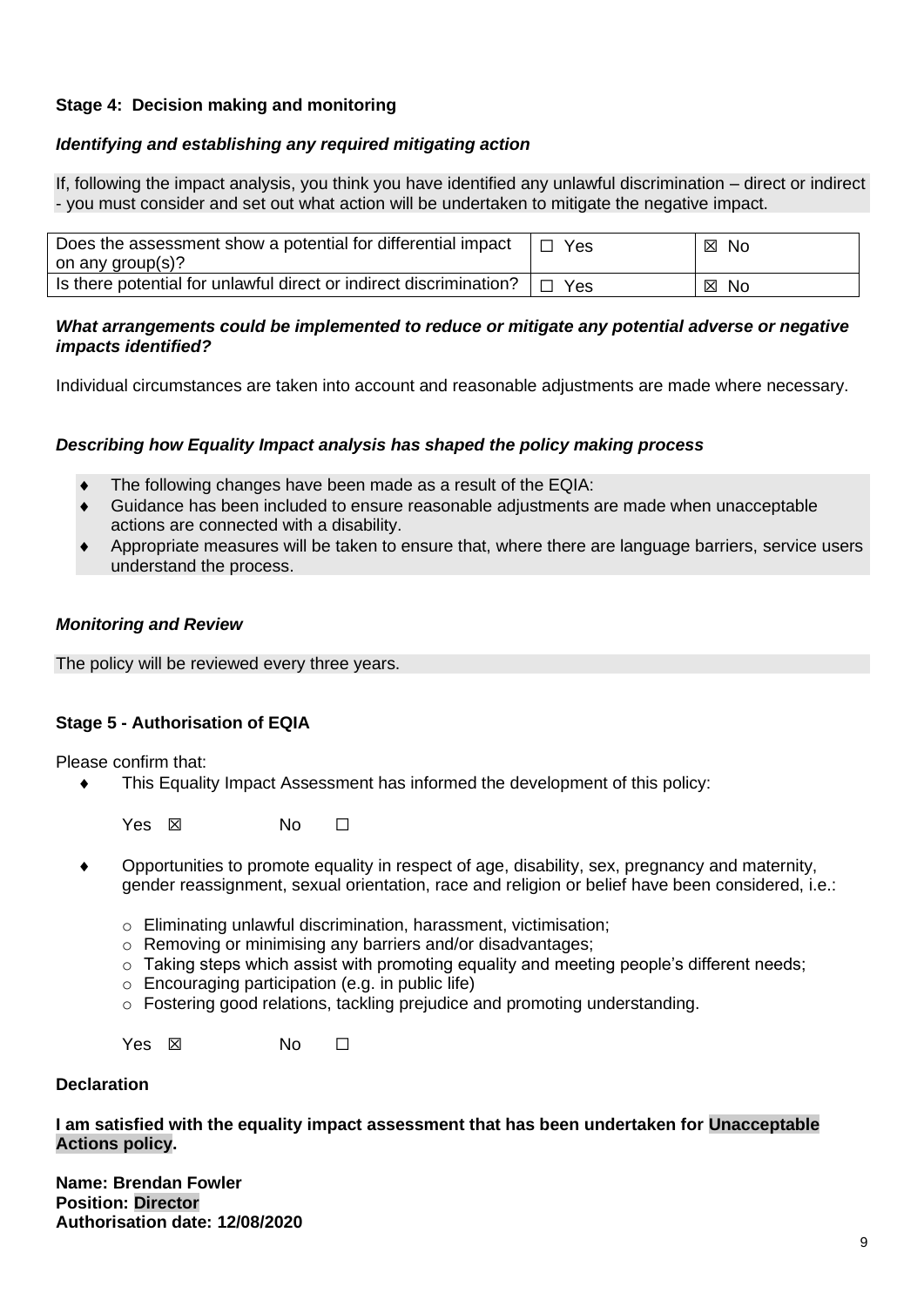**Stage 4: Decision making and monitoring**

***Identifying and establishing any required mitigating action***

If, following the impact analysis, you think you have identified any unlawful discrimination – direct or indirect - you must consider and set out what action will be undertaken to mitigate the negative impact.

| | | |
|---|---|---|
| Does the assessment show a potential for differential impact on any group(s)? | ☐ Yes | ☒ No |
| Is there potential for unlawful direct or indirect discrimination? | ☐ Yes | ☒ No |

***What arrangements could be implemented to reduce or mitigate any potential adverse or negative impacts identified?***

Individual circumstances are taken into account and reasonable adjustments are made where necessary.

***Describing how Equality Impact analysis has shaped the policy making process***

- The following changes have been made as a result of the EQIA:
- Guidance has been included to ensure reasonable adjustments are made when unacceptable actions are connected with a disability.
- Appropriate measures will be taken to ensure that, where there are language barriers, service users understand the process.

***Monitoring and Review***

The policy will be reviewed every three years.

**Stage 5 - Authorisation of EQIA**

Please confirm that:

- This Equality Impact Assessment has informed the development of this policy:

  Yes ☒ No ☐

- Opportunities to promote equality in respect of age, disability, sex, pregnancy and maternity, gender reassignment, sexual orientation, race and religion or belief have been considered, i.e.:
  - Eliminating unlawful discrimination, harassment, victimisation;
  - Removing or minimising any barriers and/or disadvantages;
  - Taking steps which assist with promoting equality and meeting people's different needs;
  - Encouraging participation (e.g. in public life)
  - Fostering good relations, tackling prejudice and promoting understanding.

  Yes ☒ No ☐

**Declaration**

**I am satisfied with the equality impact assessment that has been undertaken for Unacceptable Actions policy.**

**Name: Brendan Fowler**
**Position: Director**
**Authorisation date: 12/08/2020**